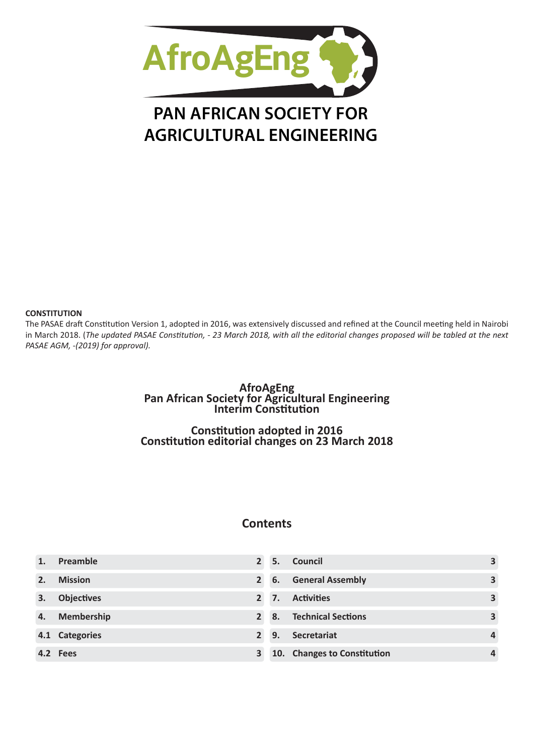AfroAgEng

# PAN AFRICAN SOCIETY FOR AGRICULTURAL ENGINEERING

**CONSTITUTION**

The PASAE draft Constitution Version 1, adopted in 2016, was extensively discussed and refined at the Council meeting held in Nairobi in March 2018. (*The updated PASAE Constitution, - 23 March 2018, with all the editorial changes proposed will be tabled at the next PASAE AGM, -(2019) for approval).*

**AfroAgEng**
**Pan African Society for Agricultural Engineering**
**Interim Constitution**

**Constitution adopted in 2016**
**Constitution editorial changes on 23 March 2018**

## Contents

| | | | | | |
|---|---|---|---|---|---|
| **1.** | **Preamble** | **2** | **5.** | **Council** | **3** |
| **2.** | **Mission** | **2** | **6.** | **General Assembly** | **3** |
| **3.** | **Objectives** | **2** | **7.** | **Activities** | **3** |
| **4.** | **Membership** | **2** | **8.** | **Technical Sections** | **3** |
| **4.1** | **Categories** | **2** | **9.** | **Secretariat** | **4** |
| **4.2** | **Fees** | **3** | **10.** | **Changes to Constitution** | **4** |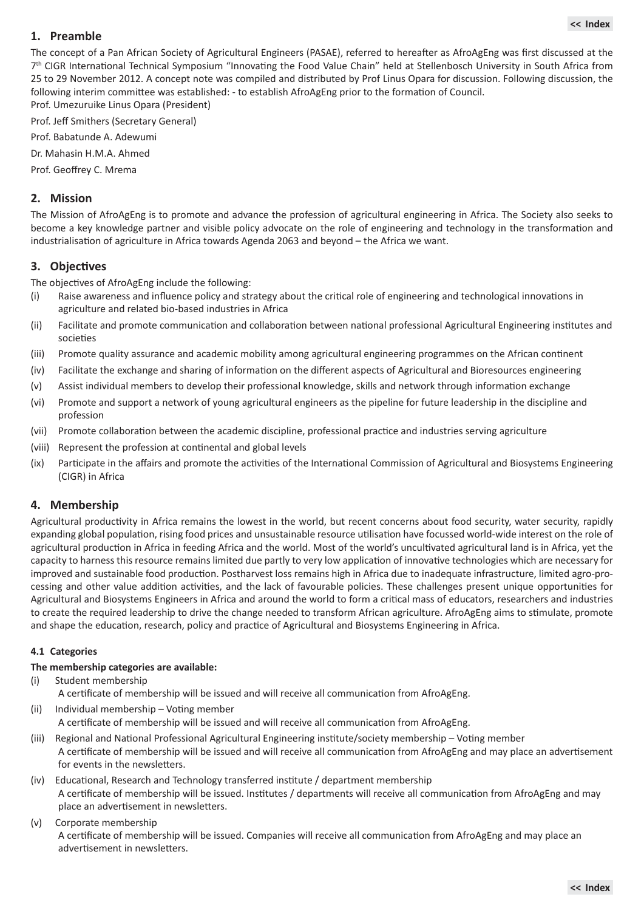## 1. Preamble

The concept of a Pan African Society of Agricultural Engineers (PASAE), referred to hereafter as AfroAgEng was first discussed at the 7th CIGR International Technical Symposium "Innovating the Food Value Chain" held at Stellenbosch University in South Africa from 25 to 29 November 2012. A concept note was compiled and distributed by Prof Linus Opara for discussion. Following discussion, the following interim committee was established: - to establish AfroAgEng prior to the formation of Council.

Prof. Umezuruike Linus Opara (President)

Prof. Jeff Smithers (Secretary General)

Prof. Babatunde A. Adewumi

Dr. Mahasin H.M.A. Ahmed

Prof. Geoffrey C. Mrema

## 2. Mission

The Mission of AfroAgEng is to promote and advance the profession of agricultural engineering in Africa. The Society also seeks to become a key knowledge partner and visible policy advocate on the role of engineering and technology in the transformation and industrialisation of agriculture in Africa towards Agenda 2063 and beyond – the Africa we want.

## 3. Objectives

The objectives of AfroAgEng include the following:

(i) Raise awareness and influence policy and strategy about the critical role of engineering and technological innovations in agriculture and related bio-based industries in Africa

(ii) Facilitate and promote communication and collaboration between national professional Agricultural Engineering institutes and societies

(iii) Promote quality assurance and academic mobility among agricultural engineering programmes on the African continent

(iv) Facilitate the exchange and sharing of information on the different aspects of Agricultural and Bioresources engineering

(v) Assist individual members to develop their professional knowledge, skills and network through information exchange

(vi) Promote and support a network of young agricultural engineers as the pipeline for future leadership in the discipline and profession

(vii) Promote collaboration between the academic discipline, professional practice and industries serving agriculture

(viii) Represent the profession at continental and global levels

(ix) Participate in the affairs and promote the activities of the International Commission of Agricultural and Biosystems Engineering (CIGR) in Africa

## 4. Membership

Agricultural productivity in Africa remains the lowest in the world, but recent concerns about food security, water security, rapidly expanding global population, rising food prices and unsustainable resource utilisation have focussed world-wide interest on the role of agricultural production in Africa in feeding Africa and the world. Most of the world's uncultivated agricultural land is in Africa, yet the capacity to harness this resource remains limited due partly to very low application of innovative technologies which are necessary for improved and sustainable food production. Postharvest loss remains high in Africa due to inadequate infrastructure, limited agro-processing and other value addition activities, and the lack of favourable policies. These challenges present unique opportunities for Agricultural and Biosystems Engineers in Africa and around the world to form a critical mass of educators, researchers and industries to create the required leadership to drive the change needed to transform African agriculture. AfroAgEng aims to stimulate, promote and shape the education, research, policy and practice of Agricultural and Biosystems Engineering in Africa.

### 4.1 Categories

**The membership categories are available:**

(i) Student membership
A certificate of membership will be issued and will receive all communication from AfroAgEng.

(ii) Individual membership – Voting member
A certificate of membership will be issued and will receive all communication from AfroAgEng.

(iii) Regional and National Professional Agricultural Engineering institute/society membership – Voting member
A certificate of membership will be issued and will receive all communication from AfroAgEng and may place an advertisement for events in the newsletters.

(iv) Educational, Research and Technology transferred institute / department membership
A certificate of membership will be issued. Institutes / departments will receive all communication from AfroAgEng and may place an advertisement in newsletters.

(v) Corporate membership
A certificate of membership will be issued. Companies will receive all communication from AfroAgEng and may place an advertisement in newsletters.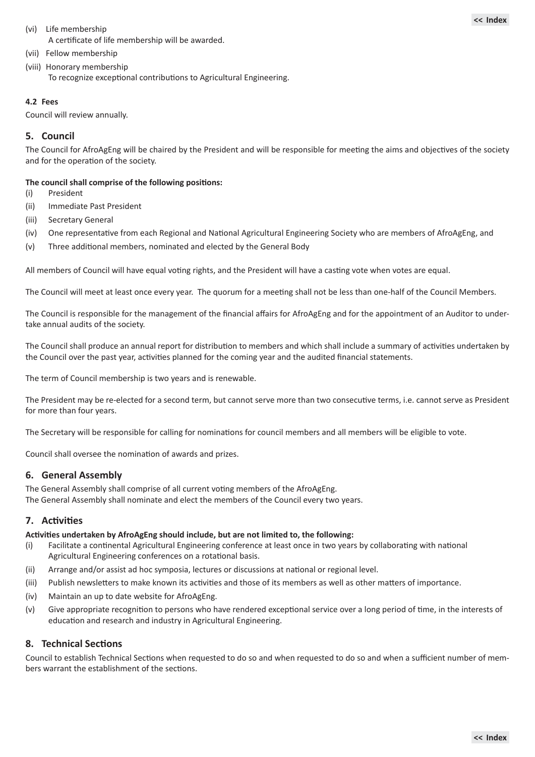(vi) Life membership

A certificate of life membership will be awarded.

(vii) Fellow membership

(viii) Honorary membership

To recognize exceptional contributions to Agricultural Engineering.

#### 4.2 Fees

Council will review annually.

## 5. Council

The Council for AfroAgEng will be chaired by the President and will be responsible for meeting the aims and objectives of the society and for the operation of the society.

**The council shall comprise of the following positions:**

(i) President
(ii) Immediate Past President
(iii) Secretary General
(iv) One representative from each Regional and National Agricultural Engineering Society who are members of AfroAgEng, and
(v) Three additional members, nominated and elected by the General Body

All members of Council will have equal voting rights, and the President will have a casting vote when votes are equal.

The Council will meet at least once every year. The quorum for a meeting shall not be less than one-half of the Council Members.

The Council is responsible for the management of the financial affairs for AfroAgEng and for the appointment of an Auditor to undertake annual audits of the society.

The Council shall produce an annual report for distribution to members and which shall include a summary of activities undertaken by the Council over the past year, activities planned for the coming year and the audited financial statements.

The term of Council membership is two years and is renewable.

The President may be re-elected for a second term, but cannot serve more than two consecutive terms, i.e. cannot serve as President for more than four years.

The Secretary will be responsible for calling for nominations for council members and all members will be eligible to vote.

Council shall oversee the nomination of awards and prizes.

## 6. General Assembly

The General Assembly shall comprise of all current voting members of the AfroAgEng.
The General Assembly shall nominate and elect the members of the Council every two years.

## 7. Activities

**Activities undertaken by AfroAgEng should include, but are not limited to, the following:**

(i) Facilitate a continental Agricultural Engineering conference at least once in two years by collaborating with national Agricultural Engineering conferences on a rotational basis.
(ii) Arrange and/or assist ad hoc symposia, lectures or discussions at national or regional level.
(iii) Publish newsletters to make known its activities and those of its members as well as other matters of importance.
(iv) Maintain an up to date website for AfroAgEng.
(v) Give appropriate recognition to persons who have rendered exceptional service over a long period of time, in the interests of education and research and industry in Agricultural Engineering.

## 8. Technical Sections

Council to establish Technical Sections when requested to do so and when requested to do so and when a sufficient number of members warrant the establishment of the sections.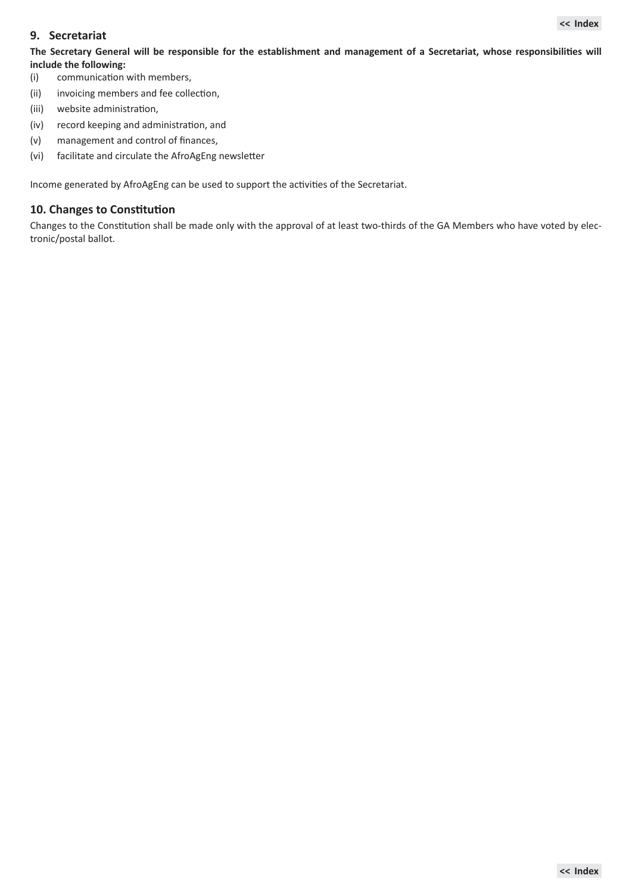## 9. Secretariat

**The Secretary General will be responsible for the establishment and management of a Secretariat, whose responsibilities will include the following:**

(i) communication with members,

(ii) invoicing members and fee collection,

(iii) website administration,

(iv) record keeping and administration, and

(v) management and control of finances,

(vi) facilitate and circulate the AfroAgEng newsletter

Income generated by AfroAgEng can be used to support the activities of the Secretariat.

## 10. Changes to Constitution

Changes to the Constitution shall be made only with the approval of at least two-thirds of the GA Members who have voted by electronic/postal ballot.